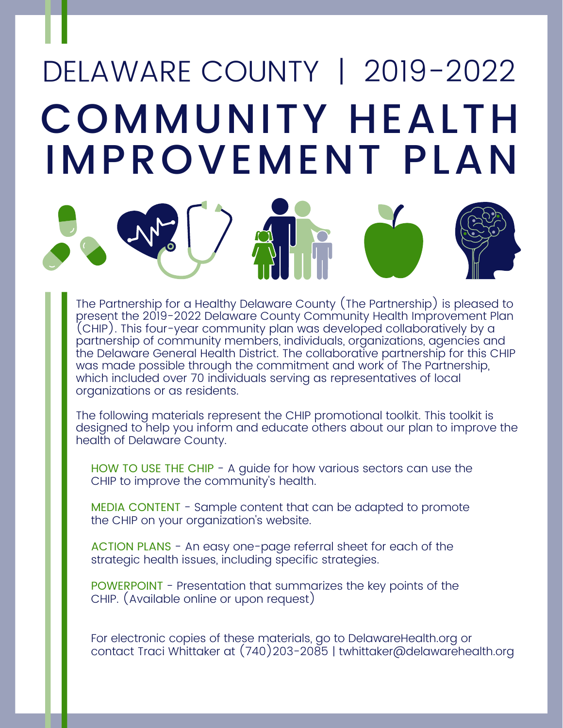# DELAWARE COUNTY | 2019-2022

# COMMUNITY HEALTH IMPROVEMENT PLAN

The Partnership for a Healthy Delaware County (The Partnership) is pleased to present the 2019-2022 Delaware County Community Health Improvement Plan (CHIP). This four-year community plan was developed collaboratively by a partnership of community members, individuals, organizations, agencies and the Delaware General Health District. The collaborative partnership for this CHIP was made possible through the commitment and work of The Partnership, which included over 70 individuals serving as representatives of local organizations or as residents.

The following materials represent the CHIP promotional toolkit. This toolkit is designed to help you inform and educate others about our plan to improve the health of Delaware County.

HOW TO USE THE CHIP - A guide for how various sectors can use the CHIP to improve the community's health.

MEDIA CONTENT - Sample content that can be adapted to promote the CHIP on your organization's website.

ACTION PLANS - An easy one-page referral sheet for each of the strategic health issues, including specific strategies.

POWERPOINT - Presentation that summarizes the key points of the CHIP. (Available online or upon request)

For electronic copies of these materials, go to DelawareHealth.org or contact Traci Whittaker at (740)203-2085 | twhittaker@delawarehealth.org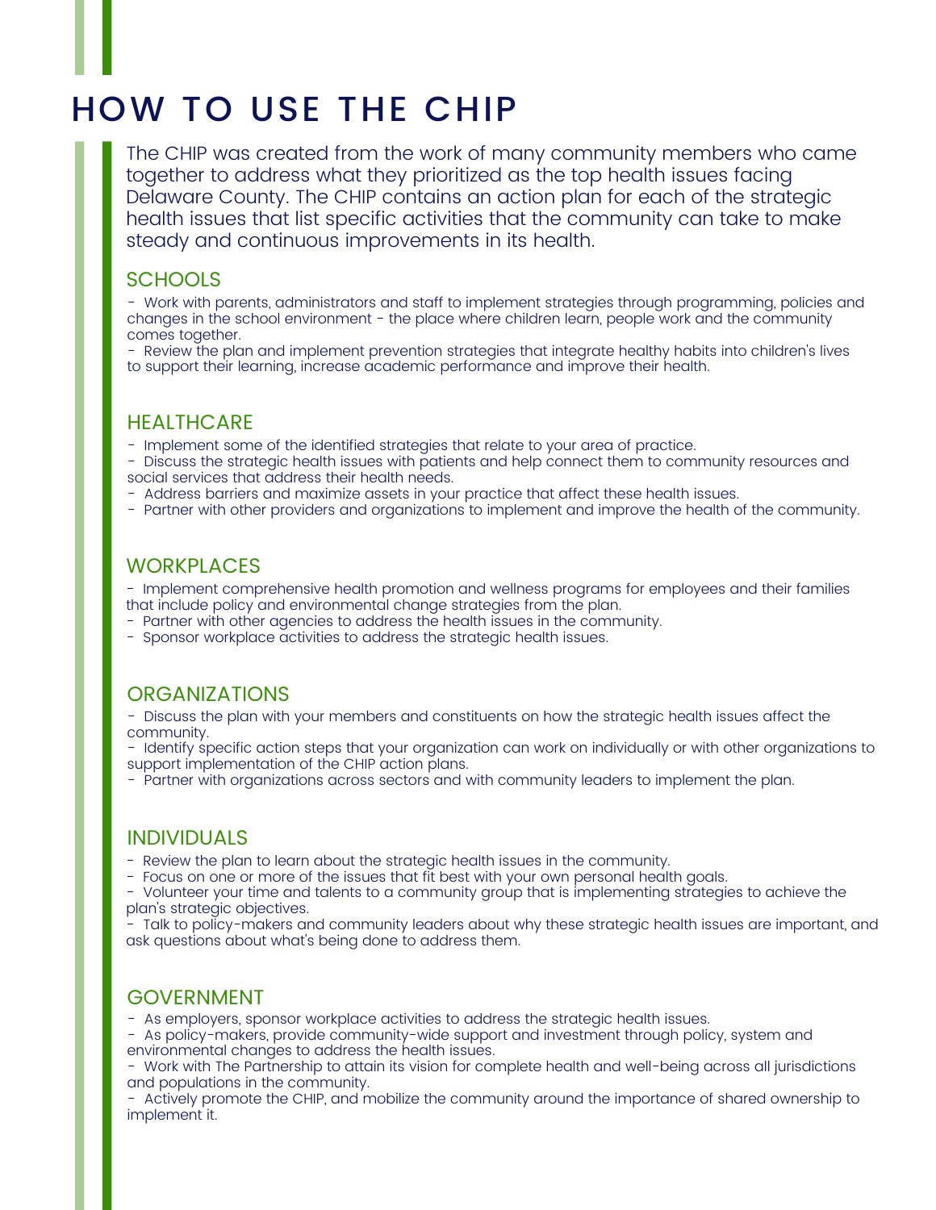# HOW TO USE THE CHIP

The CHIP was created from the work of many community members who came together to address what they prioritized as the top health issues facing Delaware County. The CHIP contains an action plan for each of the strategic health issues that list specific activities that the community can take to make steady and continuous improvements in its health.

## SCHOOLS

- Work with parents, administrators and staff to implement strategies through programming, policies and changes in the school environment - the place where children learn, people work and the community comes together.
- Review the plan and implement prevention strategies that integrate healthy habits into children's lives to support their learning, increase academic performance and improve their health.

## HEALTHCARE

- Implement some of the identified strategies that relate to your area of practice.
- Discuss the strategic health issues with patients and help connect them to community resources and social services that address their health needs.
- Address barriers and maximize assets in your practice that affect these health issues.
- Partner with other providers and organizations to implement and improve the health of the community.

## WORKPLACES

- Implement comprehensive health promotion and wellness programs for employees and their families that include policy and environmental change strategies from the plan.
- Partner with other agencies to address the health issues in the community.
- Sponsor workplace activities to address the strategic health issues.

## ORGANIZATIONS

- Discuss the plan with your members and constituents on how the strategic health issues affect the community.
- Identify specific action steps that your organization can work on individually or with other organizations to support implementation of the CHIP action plans.
- Partner with organizations across sectors and with community leaders to implement the plan.

## INDIVIDUALS

- Review the plan to learn about the strategic health issues in the community.
- Focus on one or more of the issues that fit best with your own personal health goals.
- Volunteer your time and talents to a community group that is implementing strategies to achieve the plan's strategic objectives.
- Talk to policy-makers and community leaders about why these strategic health issues are important, and ask questions about what's being done to address them.

## GOVERNMENT

- As employers, sponsor workplace activities to address the strategic health issues.
- As policy-makers, provide community-wide support and investment through policy, system and environmental changes to address the health issues.
- Work with The Partnership to attain its vision for complete health and well-being across all jurisdictions and populations in the community.
- Actively promote the CHIP, and mobilize the community around the importance of shared ownership to implement it.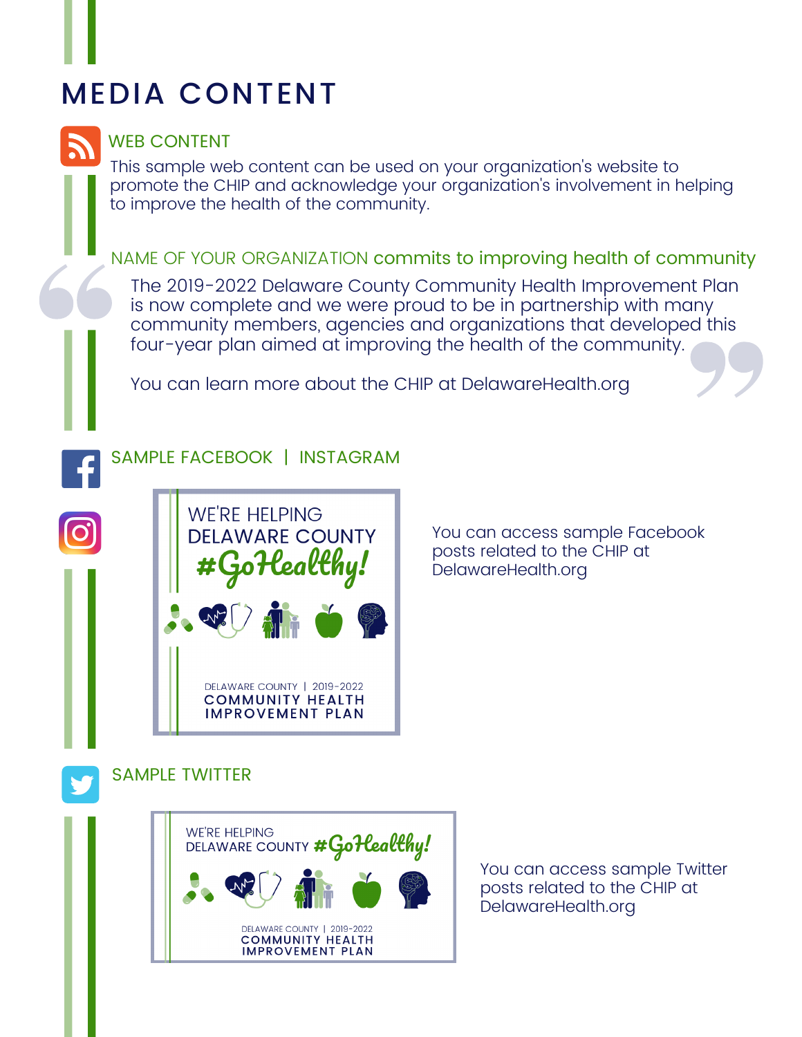# MEDIA CONTENT

## WEB CONTENT

This sample web content can be used on your organization's website to promote the CHIP and acknowledge your organization's involvement in helping to improve the health of the community.

### NAME OF YOUR ORGANIZATION commits to improving health of community

> The 2019-2022 Delaware County Community Health Improvement Plan is now complete and we were proud to be in partnership with many community members, agencies and organizations that developed this four-year plan aimed at improving the health of the community.
>
> You can learn more about the CHIP at DelawareHealth.org

## SAMPLE FACEBOOK | INSTAGRAM

WE'RE HELPING DELAWARE COUNTY #GoHealthy!

DELAWARE COUNTY | 2019-2022
COMMUNITY HEALTH IMPROVEMENT PLAN

You can access sample Facebook posts related to the CHIP at DelawareHealth.org

## SAMPLE TWITTER

WE'RE HELPING DELAWARE COUNTY #GoHealthy!

DELAWARE COUNTY | 2019-2022
COMMUNITY HEALTH IMPROVEMENT PLAN

You can access sample Twitter posts related to the CHIP at DelawareHealth.org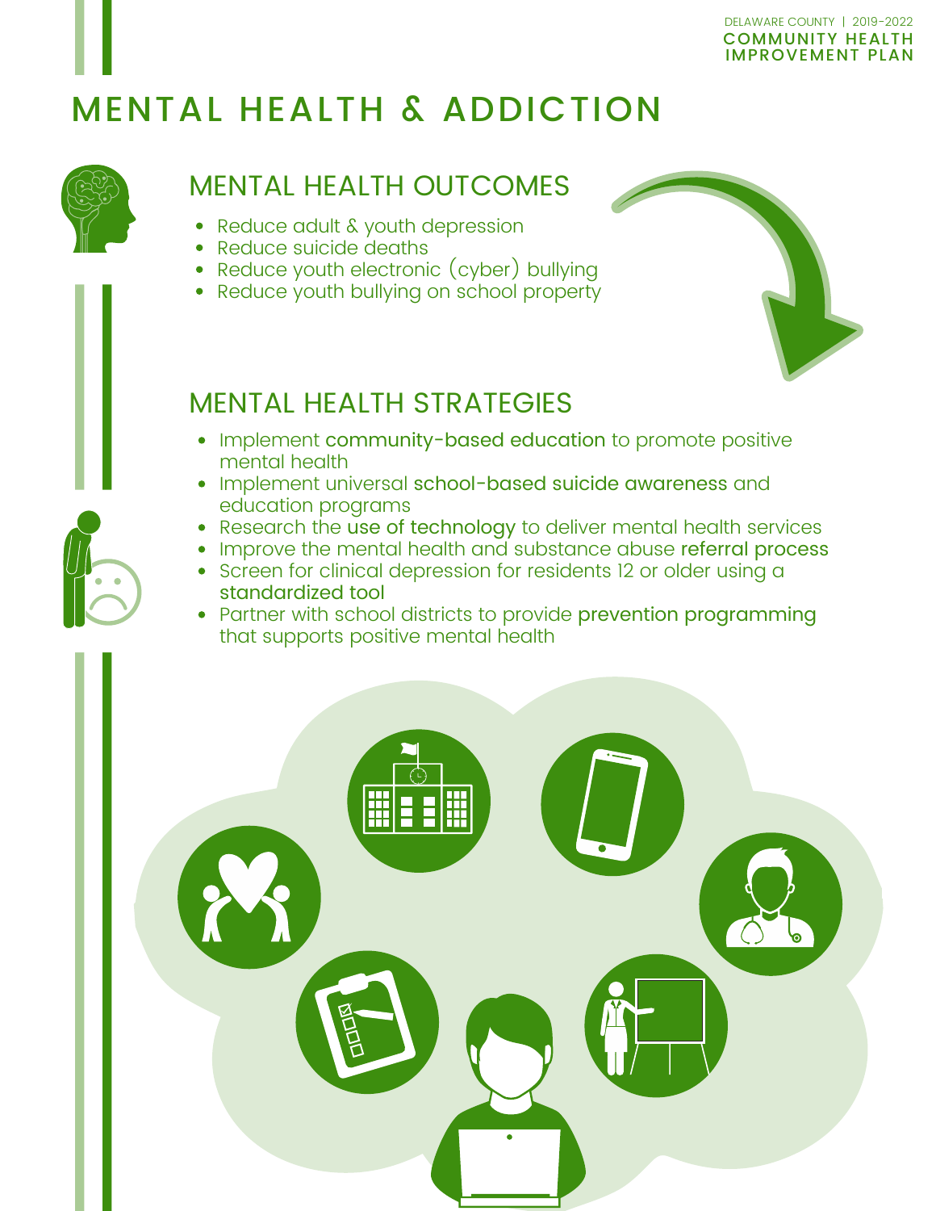# MENTAL HEALTH & ADDICTION

## MENTAL HEALTH OUTCOMES

- Reduce adult & youth depression
- Reduce suicide deaths
- Reduce youth electronic (cyber) bullying
- Reduce youth bullying on school property

## MENTAL HEALTH STRATEGIES

- Implement community-based education to promote positive mental health
- Implement universal school-based suicide awareness and education programs
- Research the use of technology to deliver mental health services
- Improve the mental health and substance abuse referral process
- Screen for clinical depression for residents 12 or older using a standardized tool
- Partner with school districts to provide prevention programming that supports positive mental health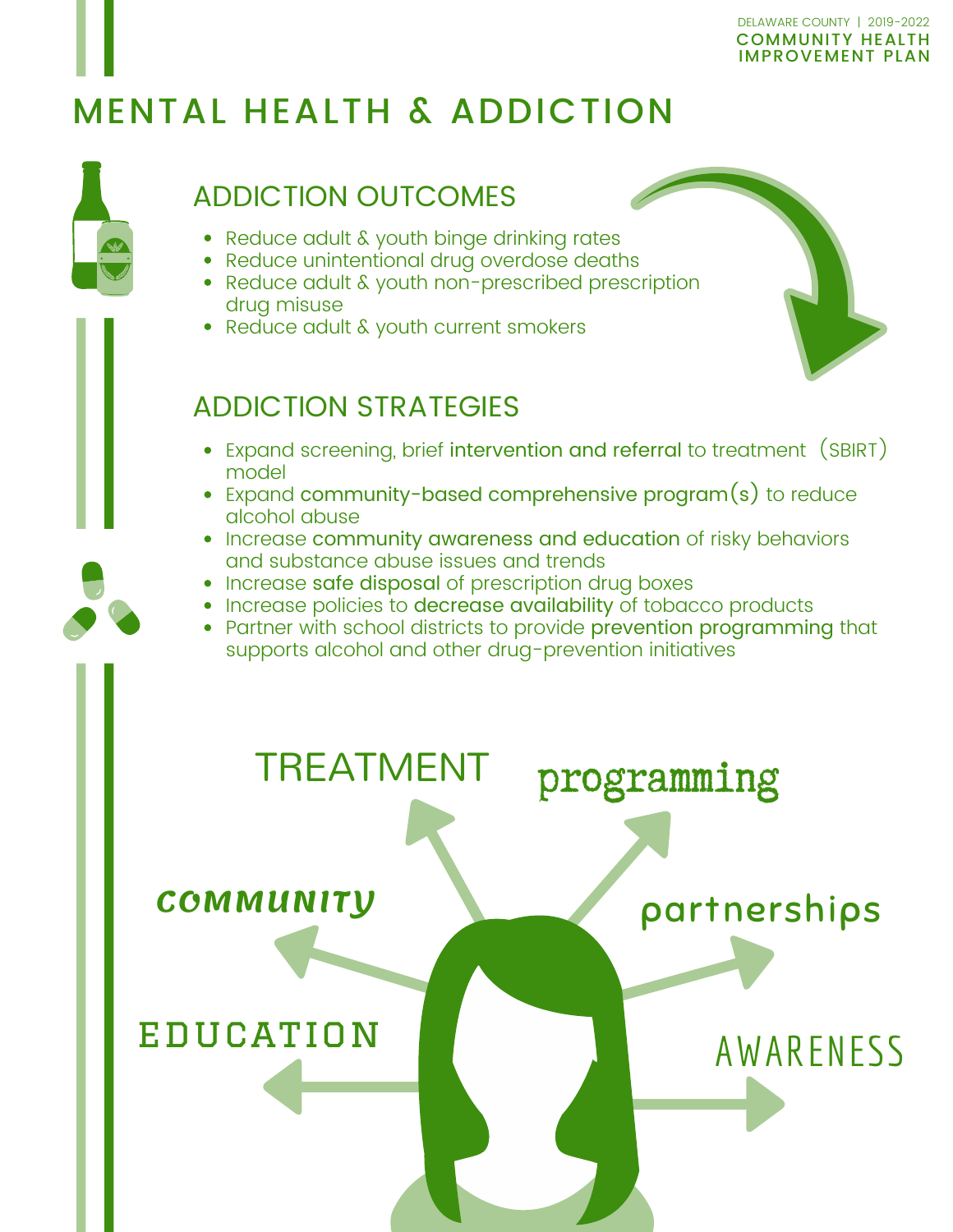# MENTAL HEALTH & ADDICTION

## ADDICTION OUTCOMES

- Reduce adult & youth binge drinking rates
- Reduce unintentional drug overdose deaths
- Reduce adult & youth non-prescribed prescription drug misuse
- Reduce adult & youth current smokers

## ADDICTION STRATEGIES

- Expand screening, brief intervention and referral to treatment (SBIRT) model
- Expand community-based comprehensive program(s) to reduce alcohol abuse
- Increase community awareness and education of risky behaviors and substance abuse issues and trends
- Increase safe disposal of prescription drug boxes
- Increase policies to decrease availability of tobacco products
- Partner with school districts to provide prevention programming that supports alcohol and other drug-prevention initiatives

TREATMENT

programming

COMMUNITY

partnerships

EDUCATION

AWARENESS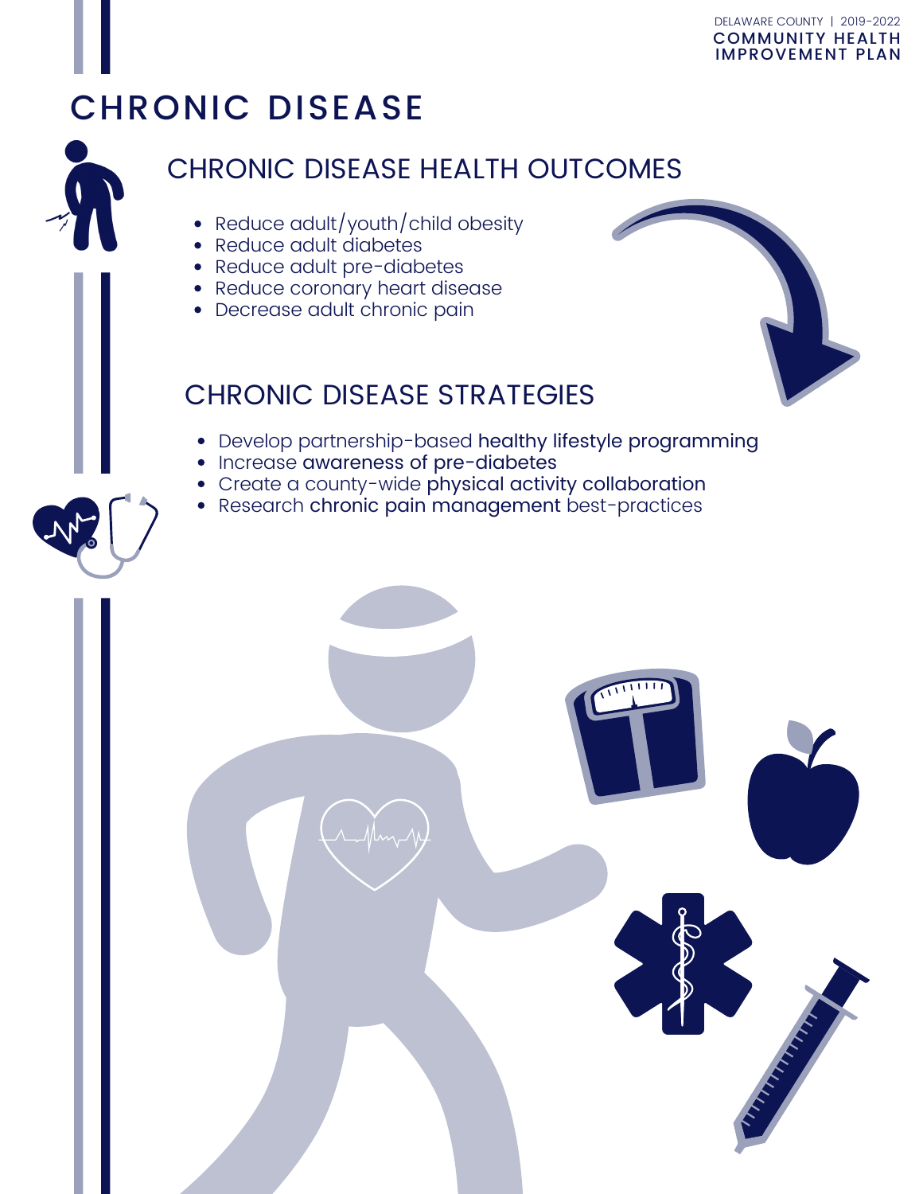# CHRONIC DISEASE

## CHRONIC DISEASE HEALTH OUTCOMES

- Reduce adult/youth/child obesity
- Reduce adult diabetes
- Reduce adult pre-diabetes
- Reduce coronary heart disease
- Decrease adult chronic pain

## CHRONIC DISEASE STRATEGIES

- Develop partnership-based healthy lifestyle programming
- Increase awareness of pre-diabetes
- Create a county-wide physical activity collaboration
- Research chronic pain management best-practices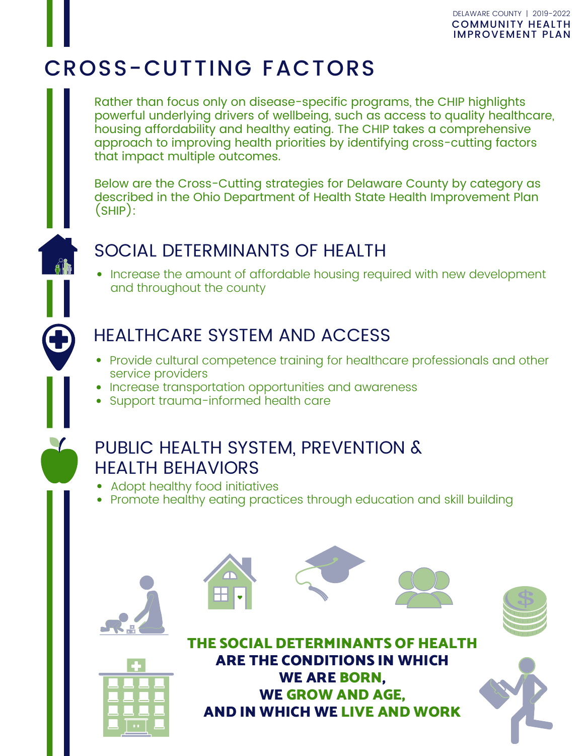# CROSS-CUTTING FACTORS

Rather than focus only on disease-specific programs, the CHIP highlights powerful underlying drivers of wellbeing, such as access to quality healthcare, housing affordability and healthy eating. The CHIP takes a comprehensive approach to improving health priorities by identifying cross-cutting factors that impact multiple outcomes.

Below are the Cross-Cutting strategies for Delaware County by category as described in the Ohio Department of Health State Health Improvement Plan (SHIP):

## SOCIAL DETERMINANTS OF HEALTH

- Increase the amount of affordable housing required with new development and throughout the county

## HEALTHCARE SYSTEM AND ACCESS

- Provide cultural competence training for healthcare professionals and other service providers
- Increase transportation opportunities and awareness
- Support trauma-informed health care

## PUBLIC HEALTH SYSTEM, PREVENTION & HEALTH BEHAVIORS

- Adopt healthy food initiatives
- Promote healthy eating practices through education and skill building

**THE SOCIAL DETERMINANTS OF HEALTH ARE THE CONDITIONS IN WHICH WE ARE BORN, WE GROW AND AGE, AND IN WHICH WE LIVE AND WORK**